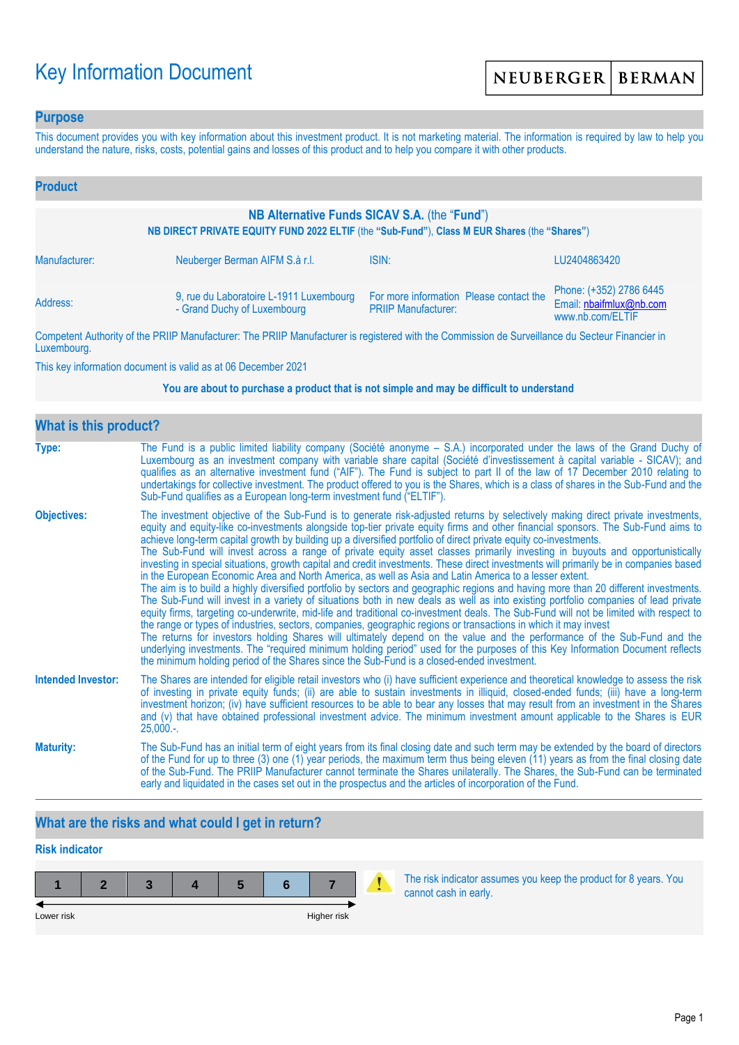# Key Information Document

NEUBERGER | BERMAN

## Purpose

This document provides you with key information about this investment product. It is not marketing material. The information is required by law to help you understand the nature, risks, costs, potential gains and losses of this product and to help you compare it with other products.

## Product

**NB Alternative Funds SICAV S.A.** (the "**Fund**")

**NB DIRECT PRIVATE EQUITY FUND 2022 ELTIF** (the "**Sub-Fund**"), **Class M EUR Shares** (the "**Shares**")

| | | | |
|---|---|---|---|
| Manufacturer: | Neuberger Berman AIFM S.à r.l. | ISIN: | LU2404863420 |
| Address: | 9, rue du Laboratoire L-1911 Luxembourg - Grand Duchy of Luxembourg | For more information Please contact the PRIIP Manufacturer: | Phone: (+352) 2786 6445<br>Email: nbaifmlux@nb.com<br>www.nb.com/ELTIF |

Competent Authority of the PRIIP Manufacturer: The PRIIP Manufacturer is registered with the Commission de Surveillance du Secteur Financier in Luxembourg.

This key information document is valid as at 06 December 2021

**You are about to purchase a product that is not simple and may be difficult to understand**

## What is this product?

**Type:** The Fund is a public limited liability company (Société anonyme – S.A.) incorporated under the laws of the Grand Duchy of Luxembourg as an investment company with variable share capital (Société d'investissement à capital variable - SICAV); and qualifies as an alternative investment fund ("AIF"). The Fund is subject to part II of the law of 17 December 2010 relating to undertakings for collective investment. The product offered to you is the Shares, which is a class of shares in the Sub-Fund and the Sub-Fund qualifies as a European long-term investment fund ("ELTIF").

**Objectives:** The investment objective of the Sub-Fund is to generate risk-adjusted returns by selectively making direct private investments, equity and equity-like co-investments alongside top-tier private equity firms and other financial sponsors. The Sub-Fund aims to achieve long-term capital growth by building up a diversified portfolio of direct private equity co-investments.
The Sub-Fund will invest across a range of private equity asset classes primarily investing in buyouts and opportunistically investing in special situations, growth capital and credit investments. These direct investments will primarily be in companies based in the European Economic Area and North America, as well as Asia and Latin America to a lesser extent.
The aim is to build a highly diversified portfolio by sectors and geographic regions and having more than 20 different investments. The Sub-Fund will invest in a variety of situations both in new deals as well as into existing portfolio companies of lead private equity firms, targeting co-underwrite, mid-life and traditional co-investment deals. The Sub-Fund will not be limited with respect to the range or types of industries, sectors, companies, geographic regions or transactions in which it may invest
The returns for investors holding Shares will ultimately depend on the value and the performance of the Sub-Fund and the underlying investments. The "required minimum holding period" used for the purposes of this Key Information Document reflects the minimum holding period of the Shares since the Sub-Fund is a closed-ended investment.

**Intended Investor:** The Shares are intended for eligible retail investors who (i) have sufficient experience and theoretical knowledge to assess the risk of investing in private equity funds; (ii) are able to sustain investments in illiquid, closed-ended funds; (iii) have a long-term investment horizon; (iv) have sufficient resources to be able to bear any losses that may result from an investment in the Shares and (v) that have obtained professional investment advice. The minimum investment amount applicable to the Shares is EUR 25,000.-.

**Maturity:** The Sub-Fund has an initial term of eight years from its final closing date and such term may be extended by the board of directors of the Fund for up to three (3) one (1) year periods, the maximum term thus being eleven (11) years as from the final closing date of the Sub-Fund. The PRIIP Manufacturer cannot terminate the Shares unilaterally. The Shares, the Sub-Fund can be terminated early and liquidated in the cases set out in the prospectus and the articles of incorporation of the Fund.

## What are the risks and what could I get in return?

### Risk indicator

| 1 | 2 | 3 | 4 | 5 | **6** | 7 |
|---|---|---|---|---|---|---|

Lower risk → Higher risk

The risk indicator assumes you keep the product for 8 years. You cannot cash in early.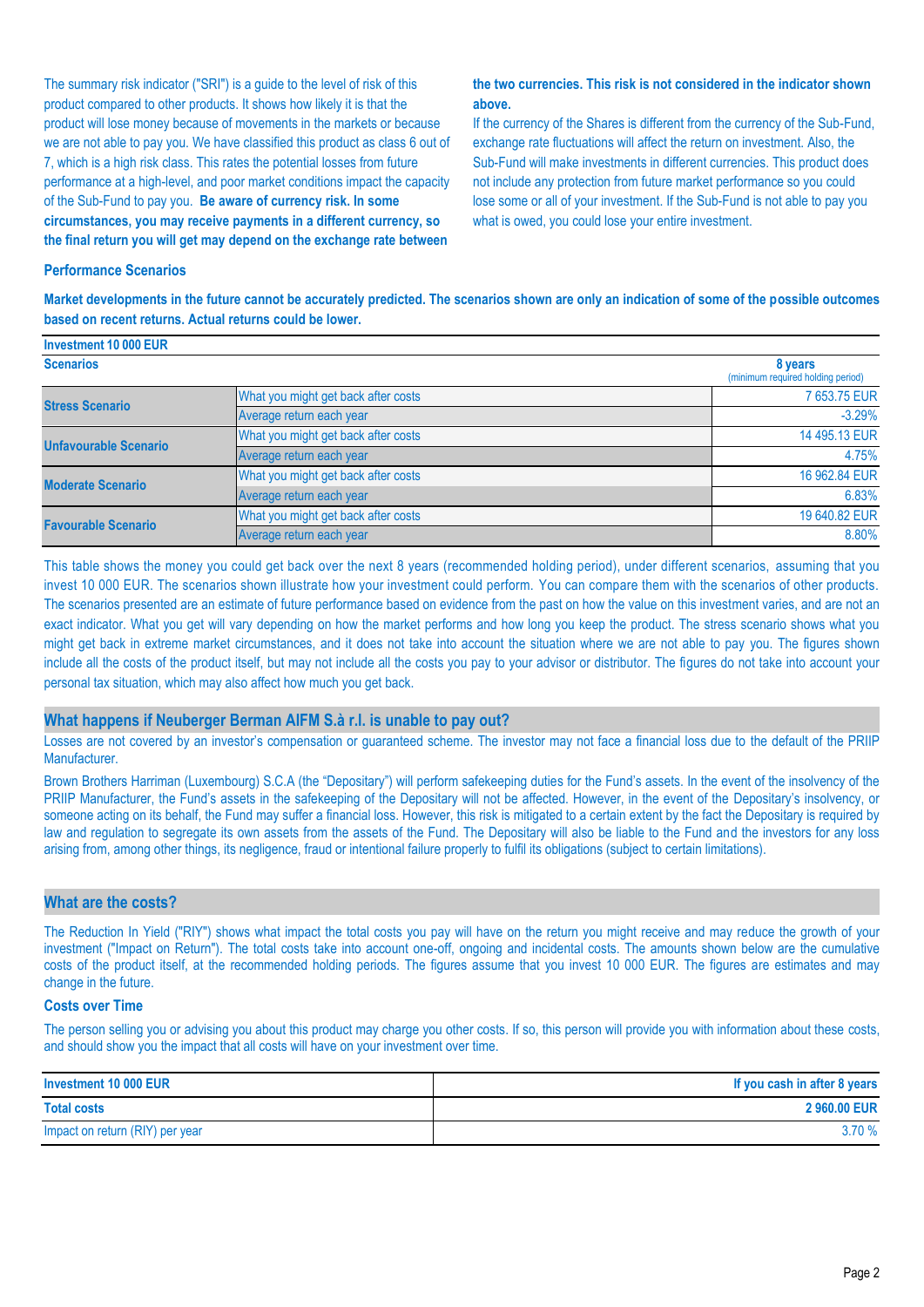The summary risk indicator ("SRI") is a guide to the level of risk of this product compared to other products. It shows how likely it is that the product will lose money because of movements in the markets or because we are not able to pay you. We have classified this product as class 6 out of 7, which is a high risk class. This rates the potential losses from future performance at a high-level, and poor market conditions impact the capacity of the Sub-Fund to pay you. **Be aware of currency risk. In some circumstances, you may receive payments in a different currency, so the final return you will get may depend on the exchange rate between the two currencies. This risk is not considered in the indicator shown above.**

If the currency of the Shares is different from the currency of the Sub-Fund, exchange rate fluctuations will affect the return on investment. Also, the Sub-Fund will make investments in different currencies. This product does not include any protection from future market performance so you could lose some or all of your investment. If the Sub-Fund is not able to pay you what is owed, you could lose your entire investment.

### Performance Scenarios

**Market developments in the future cannot be accurately predicted. The scenarios shown are only an indication of some of the possible outcomes based on recent returns. Actual returns could be lower.**

| **Investment 10 000 EUR** | | |
|---|---|---|
| **Scenarios** | | **8 years** (minimum required holding period) |
| **Stress Scenario** | What you might get back after costs | 7 653.75 EUR |
| | Average return each year | -3.29% |
| **Unfavourable Scenario** | What you might get back after costs | 14 495.13 EUR |
| | Average return each year | 4.75% |
| **Moderate Scenario** | What you might get back after costs | 16 962.84 EUR |
| | Average return each year | 6.83% |
| **Favourable Scenario** | What you might get back after costs | 19 640.82 EUR |
| | Average return each year | 8.80% |

This table shows the money you could get back over the next 8 years (recommended holding period), under different scenarios, assuming that you invest 10 000 EUR. The scenarios shown illustrate how your investment could perform. You can compare them with the scenarios of other products. The scenarios presented are an estimate of future performance based on evidence from the past on how the value on this investment varies, and are not an exact indicator. What you get will vary depending on how the market performs and how long you keep the product. The stress scenario shows what you might get back in extreme market circumstances, and it does not take into account the situation where we are not able to pay you. The figures shown include all the costs of the product itself, but may not include all the costs you pay to your advisor or distributor. The figures do not take into account your personal tax situation, which may also affect how much you get back.

## What happens if Neuberger Berman AIFM S.à r.l. is unable to pay out?

Losses are not covered by an investor's compensation or guaranteed scheme. The investor may not face a financial loss due to the default of the PRIIP Manufacturer.

Brown Brothers Harriman (Luxembourg) S.C.A (the "Depositary") will perform safekeeping duties for the Fund's assets. In the event of the insolvency of the PRIIP Manufacturer, the Fund's assets in the safekeeping of the Depositary will not be affected. However, in the event of the Depositary's insolvency, or someone acting on its behalf, the Fund may suffer a financial loss. However, this risk is mitigated to a certain extent by the fact the Depositary is required by law and regulation to segregate its own assets from the assets of the Fund. The Depositary will also be liable to the Fund and the investors for any loss arising from, among other things, its negligence, fraud or intentional failure properly to fulfil its obligations (subject to certain limitations).

## What are the costs?

The Reduction In Yield ("RIY") shows what impact the total costs you pay will have on the return you might receive and may reduce the growth of your investment ("Impact on Return"). The total costs take into account one-off, ongoing and incidental costs. The amounts shown below are the cumulative costs of the product itself, at the recommended holding periods. The figures assume that you invest 10 000 EUR. The figures are estimates and may change in the future.

### Costs over Time

The person selling you or advising you about this product may charge you other costs. If so, this person will provide you with information about these costs, and should show you the impact that all costs will have on your investment over time.

| **Investment 10 000 EUR** | **If you cash in after 8 years** |
|---|---|
| **Total costs** | **2 960.00 EUR** |
| Impact on return (RIY) per year | 3.70 % |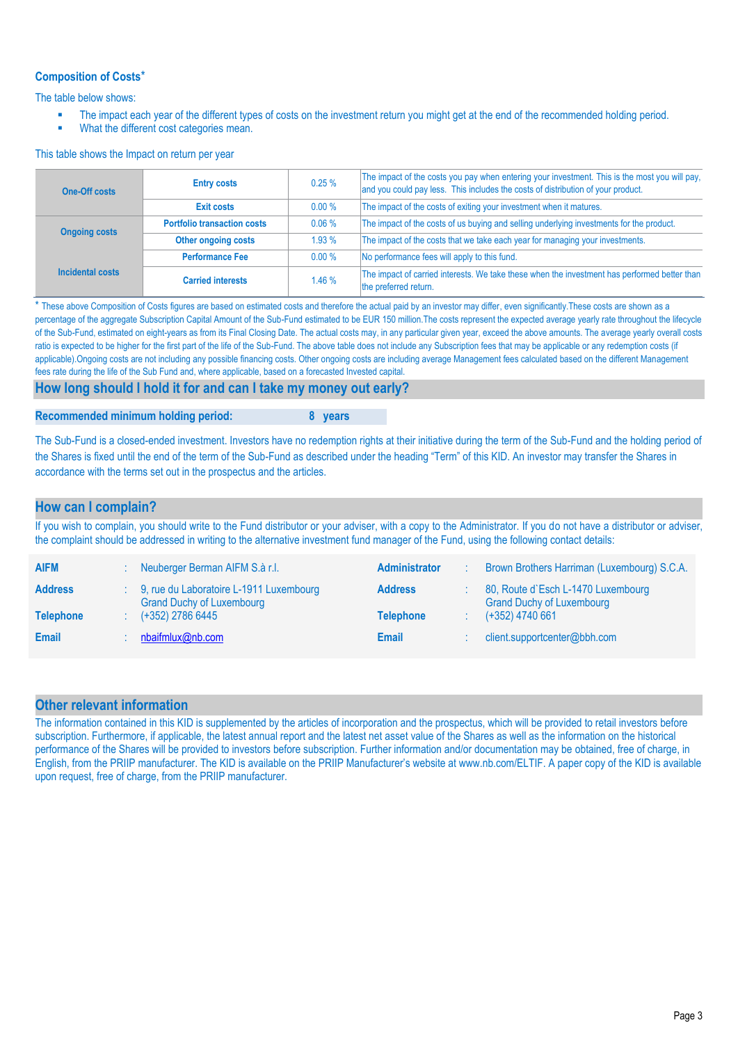## Composition of Costs*

The table below shows:

- The impact each year of the different types of costs on the investment return you might get at the end of the recommended holding period.
- What the different cost categories mean.

This table shows the Impact on return per year

| | | | |
|---|---|---|---|
| **One-Off costs** | **Entry costs** | 0.25 % | The impact of the costs you pay when entering your investment. This is the most you will pay, and you could pay less. This includes the costs of distribution of your product. |
| | **Exit costs** | 0.00 % | The impact of the costs of exiting your investment when it matures. |
| **Ongoing costs** | **Portfolio transaction costs** | 0.06 % | The impact of the costs of us buying and selling underlying investments for the product. |
| | **Other ongoing costs** | 1.93 % | The impact of the costs that we take each year for managing your investments. |
| **Incidental costs** | **Performance Fee** | 0.00 % | No performance fees will apply to this fund. |
| | **Carried interests** | 1.46 % | The impact of carried interests. We take these when the investment has performed better than the preferred return. |

* These above Composition of Costs figures are based on estimated costs and therefore the actual paid by an investor may differ, even significantly.These costs are shown as a percentage of the aggregate Subscription Capital Amount of the Sub-Fund estimated to be EUR 150 million.The costs represent the expected average yearly rate throughout the lifecycle of the Sub-Fund, estimated on eight-years as from its Final Closing Date. The actual costs may, in any particular given year, exceed the above amounts. The average yearly overall costs ratio is expected to be higher for the first part of the life of the Sub-Fund. The above table does not include any Subscription fees that may be applicable or any redemption costs (if applicable).Ongoing costs are not including any possible financing costs. Other ongoing costs are including average Management fees calculated based on the different Management fees rate during the life of the Sub Fund and, where applicable, based on a forecasted Invested capital.

## How long should I hold it for and can I take my money out early?

**Recommended minimum holding period: 8 years**

The Sub-Fund is a closed-ended investment. Investors have no redemption rights at their initiative during the term of the Sub-Fund and the holding period of the Shares is fixed until the end of the term of the Sub-Fund as described under the heading "Term" of this KID. An investor may transfer the Shares in accordance with the terms set out in the prospectus and the articles.

## How can I complain?

If you wish to complain, you should write to the Fund distributor or your adviser, with a copy to the Administrator. If you do not have a distributor or adviser, the complaint should be addressed in writing to the alternative investment fund manager of the Fund, using the following contact details:

| | | | |
|---|---|---|---|
| **AIFM** | Neuberger Berman AIFM S.à r.l. | **Administrator** | Brown Brothers Harriman (Luxembourg) S.C.A. |
| **Address** | 9, rue du Laboratoire L-1911 Luxembourg Grand Duchy of Luxembourg | **Address** | 80, Route d`Esch L-1470 Luxembourg Grand Duchy of Luxembourg |
| **Telephone** | (+352) 2786 6445 | **Telephone** | (+352) 4740 661 |
| **Email** | nbaifmlux@nb.com | **Email** | client.supportcenter@bbh.com |

## Other relevant information

The information contained in this KID is supplemented by the articles of incorporation and the prospectus, which will be provided to retail investors before subscription. Furthermore, if applicable, the latest annual report and the latest net asset value of the Shares as well as the information on the historical performance of the Shares will be provided to investors before subscription. Further information and/or documentation may be obtained, free of charge, in English, from the PRIIP manufacturer. The KID is available on the PRIIP Manufacturer's website at www.nb.com/ELTIF. A paper copy of the KID is available upon request, free of charge, from the PRIIP manufacturer.